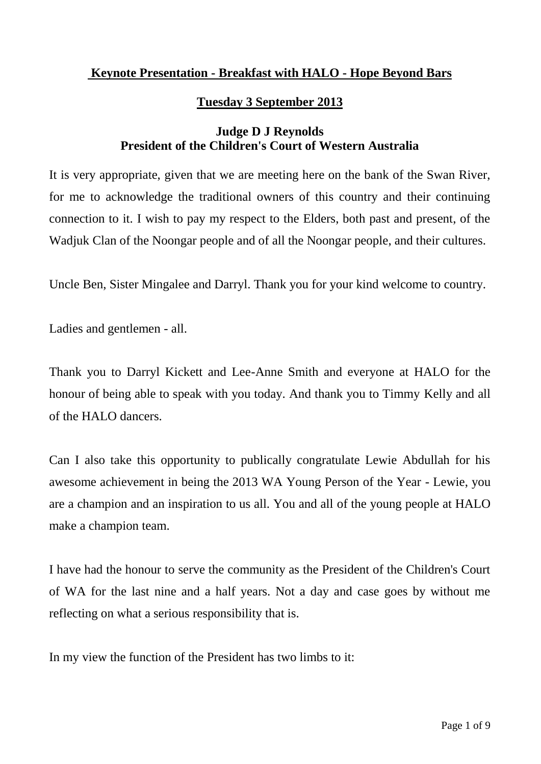# Keynote Presentation - Breakfast with HALO - Hope Beyond Bars

## Tuesday 3 September 2013

### Judge D J Reynolds
### President of the Children's Court of Western Australia

It is very appropriate, given that we are meeting here on the bank of the Swan River, for me to acknowledge the traditional owners of this country and their continuing connection to it. I wish to pay my respect to the Elders, both past and present, of the Wadjuk Clan of the Noongar people and of all the Noongar people, and their cultures.

Uncle Ben, Sister Mingalee and Darryl. Thank you for your kind welcome to country.

Ladies and gentlemen - all.

Thank you to Darryl Kickett and Lee-Anne Smith and everyone at HALO for the honour of being able to speak with you today. And thank you to Timmy Kelly and all of the HALO dancers.

Can I also take this opportunity to publically congratulate Lewie Abdullah for his awesome achievement in being the 2013 WA Young Person of the Year - Lewie, you are a champion and an inspiration to us all. You and all of the young people at HALO make a champion team.

I have had the honour to serve the community as the President of the Children's Court of WA for the last nine and a half years. Not a day and case goes by without me reflecting on what a serious responsibility that is.

In my view the function of the President has two limbs to it: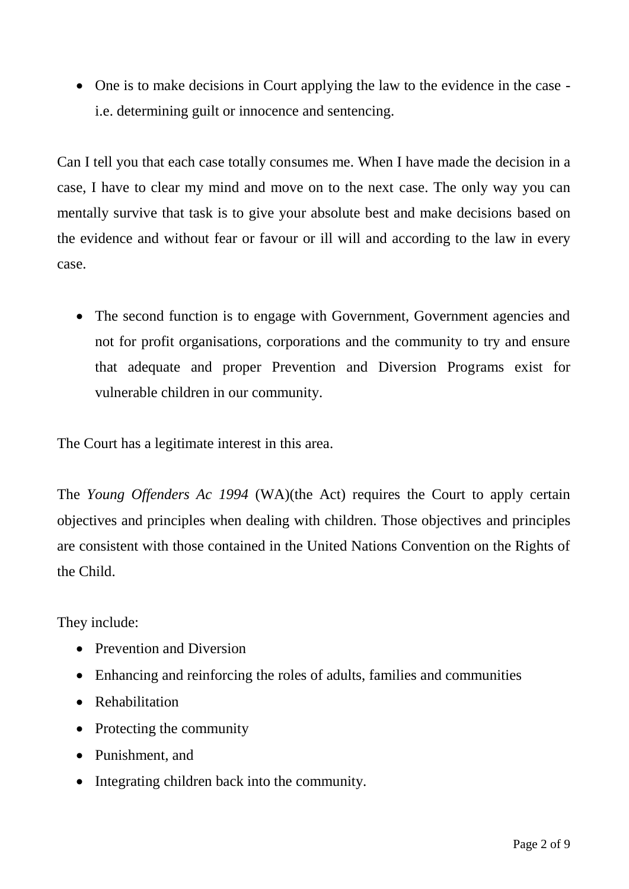- One is to make decisions in Court applying the law to the evidence in the case - i.e. determining guilt or innocence and sentencing.

Can I tell you that each case totally consumes me. When I have made the decision in a case, I have to clear my mind and move on to the next case. The only way you can mentally survive that task is to give your absolute best and make decisions based on the evidence and without fear or favour or ill will and according to the law in every case.

- The second function is to engage with Government, Government agencies and not for profit organisations, corporations and the community to try and ensure that adequate and proper Prevention and Diversion Programs exist for vulnerable children in our community.

The Court has a legitimate interest in this area.

The *Young Offenders Ac 1994* (WA)(the Act) requires the Court to apply certain objectives and principles when dealing with children. Those objectives and principles are consistent with those contained in the United Nations Convention on the Rights of the Child.

They include:

- Prevention and Diversion
- Enhancing and reinforcing the roles of adults, families and communities
- Rehabilitation
- Protecting the community
- Punishment, and
- Integrating children back into the community.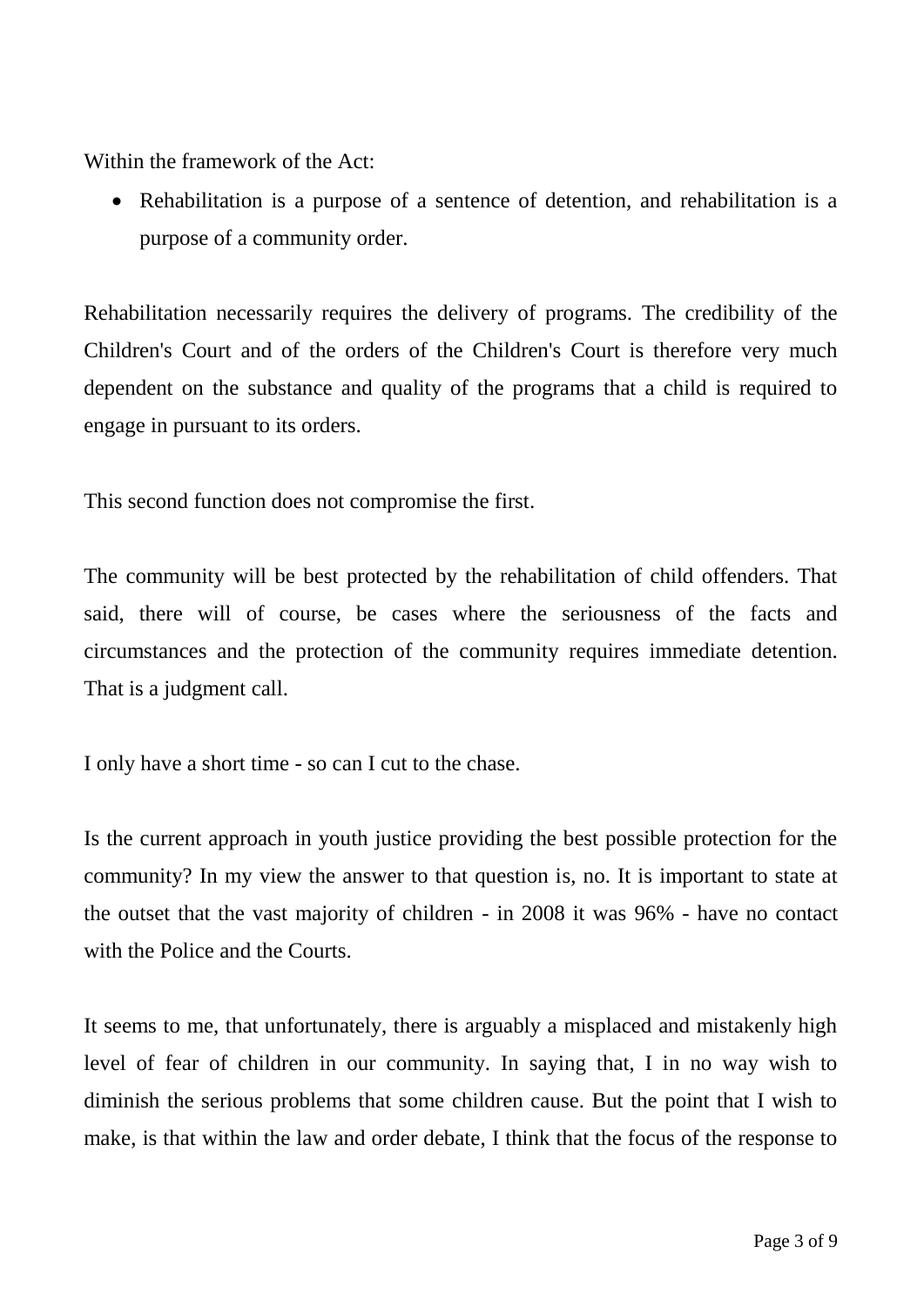Within the framework of the Act:

- Rehabilitation is a purpose of a sentence of detention, and rehabilitation is a purpose of a community order.

Rehabilitation necessarily requires the delivery of programs. The credibility of the Children's Court and of the orders of the Children's Court is therefore very much dependent on the substance and quality of the programs that a child is required to engage in pursuant to its orders.

This second function does not compromise the first.

The community will be best protected by the rehabilitation of child offenders. That said, there will of course, be cases where the seriousness of the facts and circumstances and the protection of the community requires immediate detention. That is a judgment call.

I only have a short time - so can I cut to the chase.

Is the current approach in youth justice providing the best possible protection for the community? In my view the answer to that question is, no. It is important to state at the outset that the vast majority of children - in 2008 it was 96% - have no contact with the Police and the Courts.

It seems to me, that unfortunately, there is arguably a misplaced and mistakenly high level of fear of children in our community. In saying that, I in no way wish to diminish the serious problems that some children cause. But the point that I wish to make, is that within the law and order debate, I think that the focus of the response to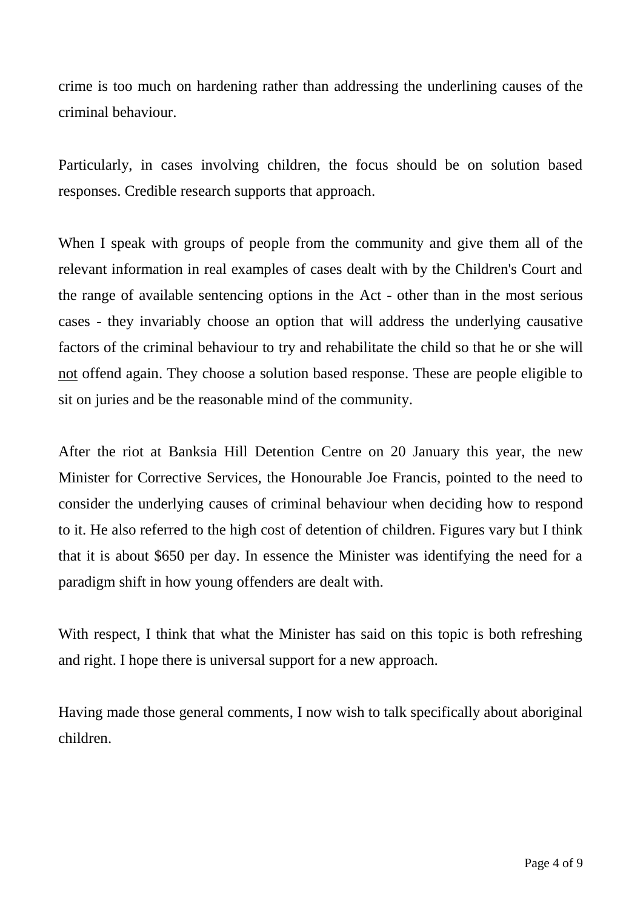crime is too much on hardening rather than addressing the underlining causes of the criminal behaviour.

Particularly, in cases involving children, the focus should be on solution based responses. Credible research supports that approach.

When I speak with groups of people from the community and give them all of the relevant information in real examples of cases dealt with by the Children's Court and the range of available sentencing options in the Act - other than in the most serious cases - they invariably choose an option that will address the underlying causative factors of the criminal behaviour to try and rehabilitate the child so that he or she will <u>not</u> offend again. They choose a solution based response. These are people eligible to sit on juries and be the reasonable mind of the community.

After the riot at Banksia Hill Detention Centre on 20 January this year, the new Minister for Corrective Services, the Honourable Joe Francis, pointed to the need to consider the underlying causes of criminal behaviour when deciding how to respond to it. He also referred to the high cost of detention of children. Figures vary but I think that it is about $650 per day. In essence the Minister was identifying the need for a paradigm shift in how young offenders are dealt with.

With respect, I think that what the Minister has said on this topic is both refreshing and right. I hope there is universal support for a new approach.

Having made those general comments, I now wish to talk specifically about aboriginal children.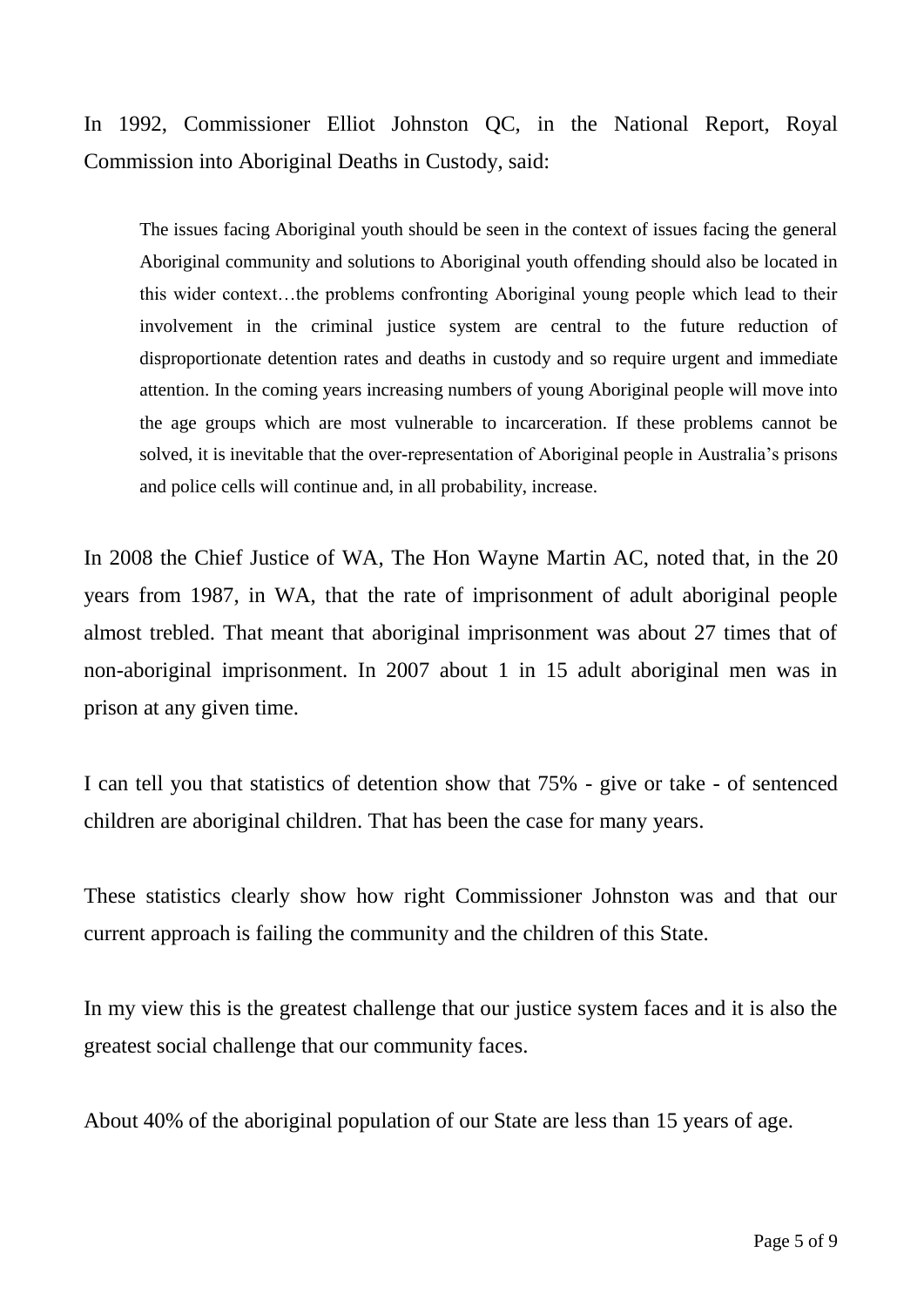In 1992, Commissioner Elliot Johnston QC, in the National Report, Royal Commission into Aboriginal Deaths in Custody, said:

> The issues facing Aboriginal youth should be seen in the context of issues facing the general Aboriginal community and solutions to Aboriginal youth offending should also be located in this wider context…the problems confronting Aboriginal young people which lead to their involvement in the criminal justice system are central to the future reduction of disproportionate detention rates and deaths in custody and so require urgent and immediate attention. In the coming years increasing numbers of young Aboriginal people will move into the age groups which are most vulnerable to incarceration. If these problems cannot be solved, it is inevitable that the over-representation of Aboriginal people in Australia's prisons and police cells will continue and, in all probability, increase.

In 2008 the Chief Justice of WA, The Hon Wayne Martin AC, noted that, in the 20 years from 1987, in WA, that the rate of imprisonment of adult aboriginal people almost trebled. That meant that aboriginal imprisonment was about 27 times that of non-aboriginal imprisonment. In 2007 about 1 in 15 adult aboriginal men was in prison at any given time.

I can tell you that statistics of detention show that 75% - give or take - of sentenced children are aboriginal children. That has been the case for many years.

These statistics clearly show how right Commissioner Johnston was and that our current approach is failing the community and the children of this State.

In my view this is the greatest challenge that our justice system faces and it is also the greatest social challenge that our community faces.

About 40% of the aboriginal population of our State are less than 15 years of age.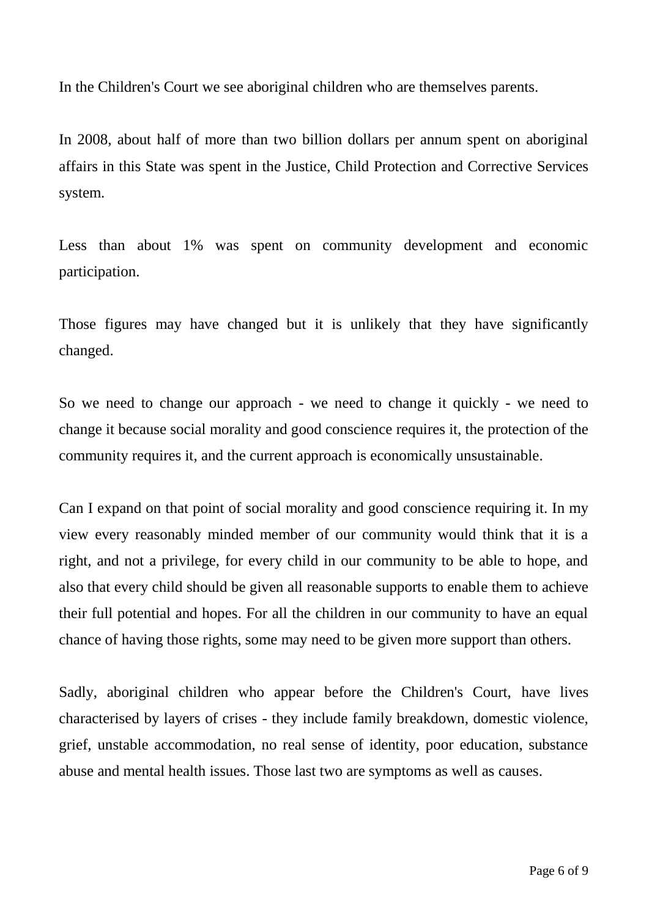In the Children's Court we see aboriginal children who are themselves parents.

In 2008, about half of more than two billion dollars per annum spent on aboriginal affairs in this State was spent in the Justice, Child Protection and Corrective Services system.

Less than about 1% was spent on community development and economic participation.

Those figures may have changed but it is unlikely that they have significantly changed.

So we need to change our approach - we need to change it quickly - we need to change it because social morality and good conscience requires it, the protection of the community requires it, and the current approach is economically unsustainable.

Can I expand on that point of social morality and good conscience requiring it. In my view every reasonably minded member of our community would think that it is a right, and not a privilege, for every child in our community to be able to hope, and also that every child should be given all reasonable supports to enable them to achieve their full potential and hopes. For all the children in our community to have an equal chance of having those rights, some may need to be given more support than others.

Sadly, aboriginal children who appear before the Children's Court, have lives characterised by layers of crises - they include family breakdown, domestic violence, grief, unstable accommodation, no real sense of identity, poor education, substance abuse and mental health issues. Those last two are symptoms as well as causes.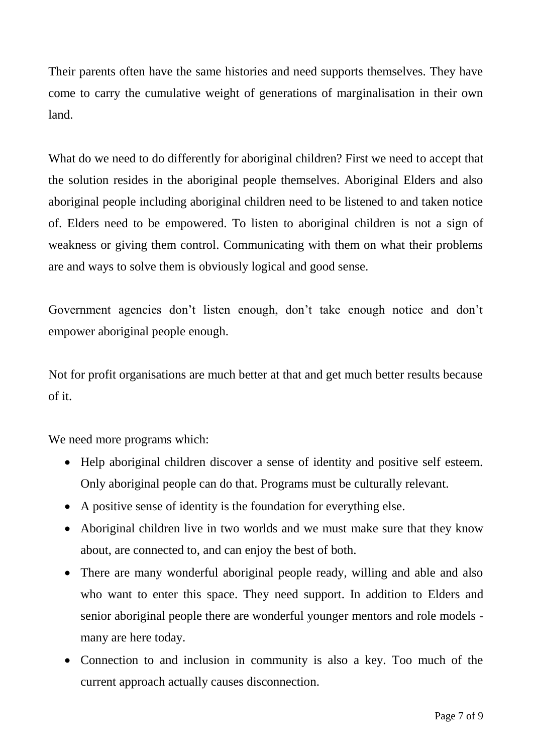Their parents often have the same histories and need supports themselves. They have come to carry the cumulative weight of generations of marginalisation in their own land.

What do we need to do differently for aboriginal children? First we need to accept that the solution resides in the aboriginal people themselves. Aboriginal Elders and also aboriginal people including aboriginal children need to be listened to and taken notice of. Elders need to be empowered. To listen to aboriginal children is not a sign of weakness or giving them control. Communicating with them on what their problems are and ways to solve them is obviously logical and good sense.

Government agencies don't listen enough, don't take enough notice and don't empower aboriginal people enough.

Not for profit organisations are much better at that and get much better results because of it.

We need more programs which:

- Help aboriginal children discover a sense of identity and positive self esteem. Only aboriginal people can do that. Programs must be culturally relevant.
- A positive sense of identity is the foundation for everything else.
- Aboriginal children live in two worlds and we must make sure that they know about, are connected to, and can enjoy the best of both.
- There are many wonderful aboriginal people ready, willing and able and also who want to enter this space. They need support. In addition to Elders and senior aboriginal people there are wonderful younger mentors and role models - many are here today.
- Connection to and inclusion in community is also a key. Too much of the current approach actually causes disconnection.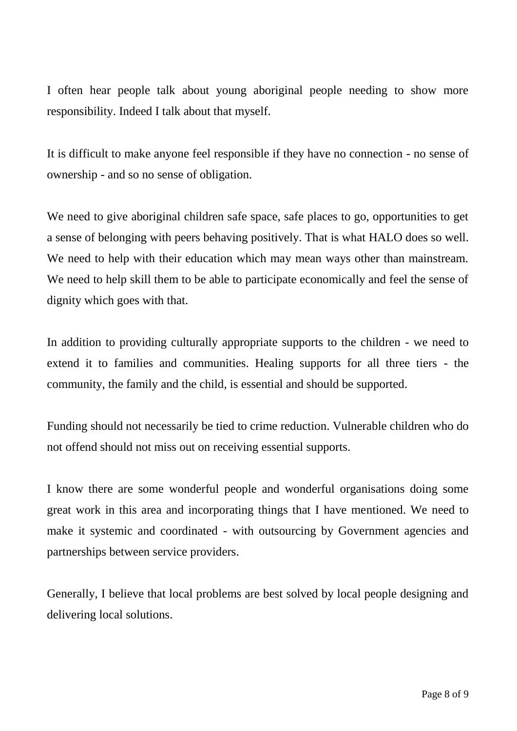I often hear people talk about young aboriginal people needing to show more responsibility. Indeed I talk about that myself.

It is difficult to make anyone feel responsible if they have no connection - no sense of ownership - and so no sense of obligation.

We need to give aboriginal children safe space, safe places to go, opportunities to get a sense of belonging with peers behaving positively. That is what HALO does so well. We need to help with their education which may mean ways other than mainstream. We need to help skill them to be able to participate economically and feel the sense of dignity which goes with that.

In addition to providing culturally appropriate supports to the children - we need to extend it to families and communities. Healing supports for all three tiers - the community, the family and the child, is essential and should be supported.

Funding should not necessarily be tied to crime reduction. Vulnerable children who do not offend should not miss out on receiving essential supports.

I know there are some wonderful people and wonderful organisations doing some great work in this area and incorporating things that I have mentioned. We need to make it systemic and coordinated - with outsourcing by Government agencies and partnerships between service providers.

Generally, I believe that local problems are best solved by local people designing and delivering local solutions.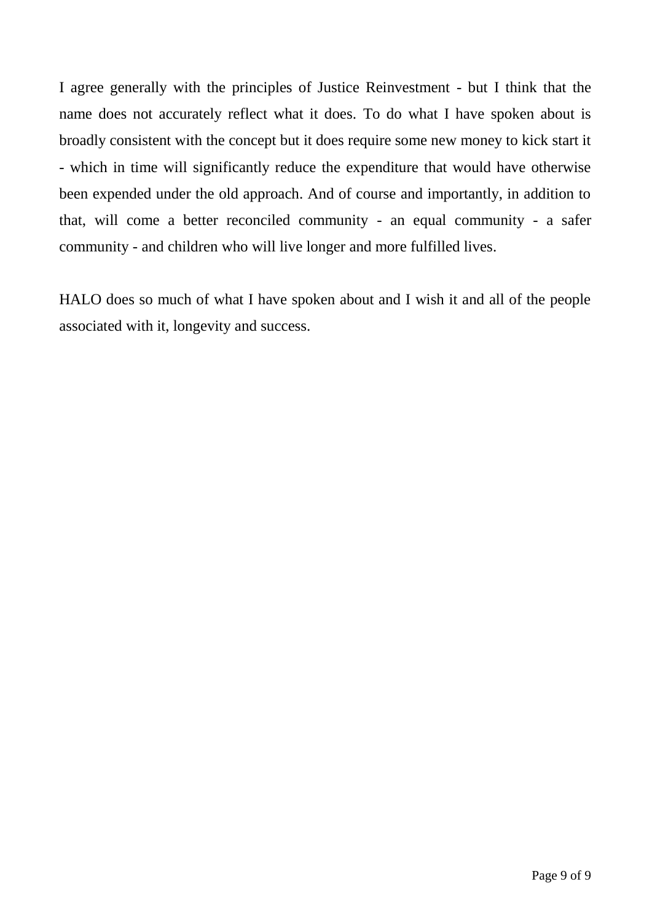I agree generally with the principles of Justice Reinvestment - but I think that the name does not accurately reflect what it does. To do what I have spoken about is broadly consistent with the concept but it does require some new money to kick start it - which in time will significantly reduce the expenditure that would have otherwise been expended under the old approach. And of course and importantly, in addition to that, will come a better reconciled community - an equal community - a safer community - and children who will live longer and more fulfilled lives.

HALO does so much of what I have spoken about and I wish it and all of the people associated with it, longevity and success.